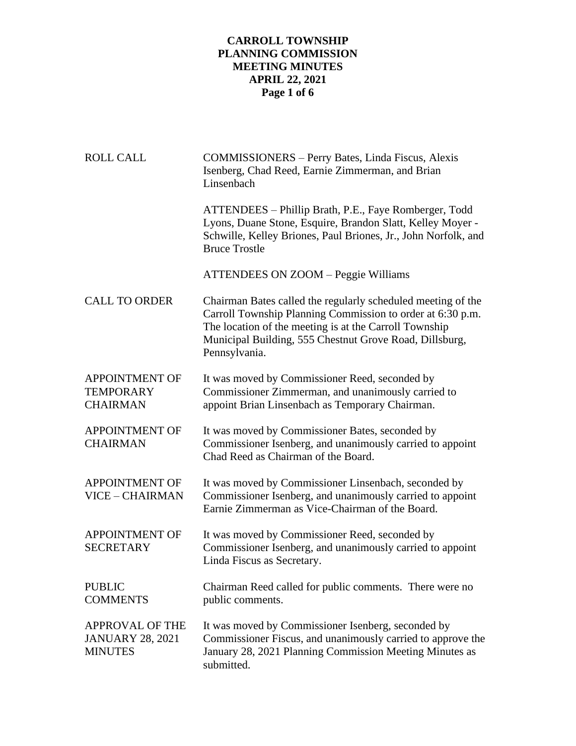# CARROLL TOWNSHIP
## PLANNING COMMISSION
## MEETING MINUTES
## APRIL 22, 2021

| | |
|---|---|
| ROLL CALL | COMMISSIONERS – Perry Bates, Linda Fiscus, Alexis Isenberg, Chad Reed, Earnie Zimmerman, and Brian Linsenbach |
| | ATTENDEES – Phillip Brath, P.E., Faye Romberger, Todd Lyons, Duane Stone, Esquire, Brandon Slatt, Kelley Moyer - Schwille, Kelley Briones, Paul Briones, Jr., John Norfolk, and Bruce Trostle |
| | ATTENDEES ON ZOOM – Peggie Williams |
| CALL TO ORDER | Chairman Bates called the regularly scheduled meeting of the Carroll Township Planning Commission to order at 6:30 p.m. The location of the meeting is at the Carroll Township Municipal Building, 555 Chestnut Grove Road, Dillsburg, Pennsylvania. |
| APPOINTMENT OF TEMPORARY CHAIRMAN | It was moved by Commissioner Reed, seconded by Commissioner Zimmerman, and unanimously carried to appoint Brian Linsenbach as Temporary Chairman. |
| APPOINTMENT OF CHAIRMAN | It was moved by Commissioner Bates, seconded by Commissioner Isenberg, and unanimously carried to appoint Chad Reed as Chairman of the Board. |
| APPOINTMENT OF VICE – CHAIRMAN | It was moved by Commissioner Linsenbach, seconded by Commissioner Isenberg, and unanimously carried to appoint Earnie Zimmerman as Vice-Chairman of the Board. |
| APPOINTMENT OF SECRETARY | It was moved by Commissioner Reed, seconded by Commissioner Isenberg, and unanimously carried to appoint Linda Fiscus as Secretary. |
| PUBLIC COMMENTS | Chairman Reed called for public comments. There were no public comments. |
| APPROVAL OF THE JANUARY 28, 2021 MINUTES | It was moved by Commissioner Isenberg, seconded by Commissioner Fiscus, and unanimously carried to approve the January 28, 2021 Planning Commission Meeting Minutes as submitted. |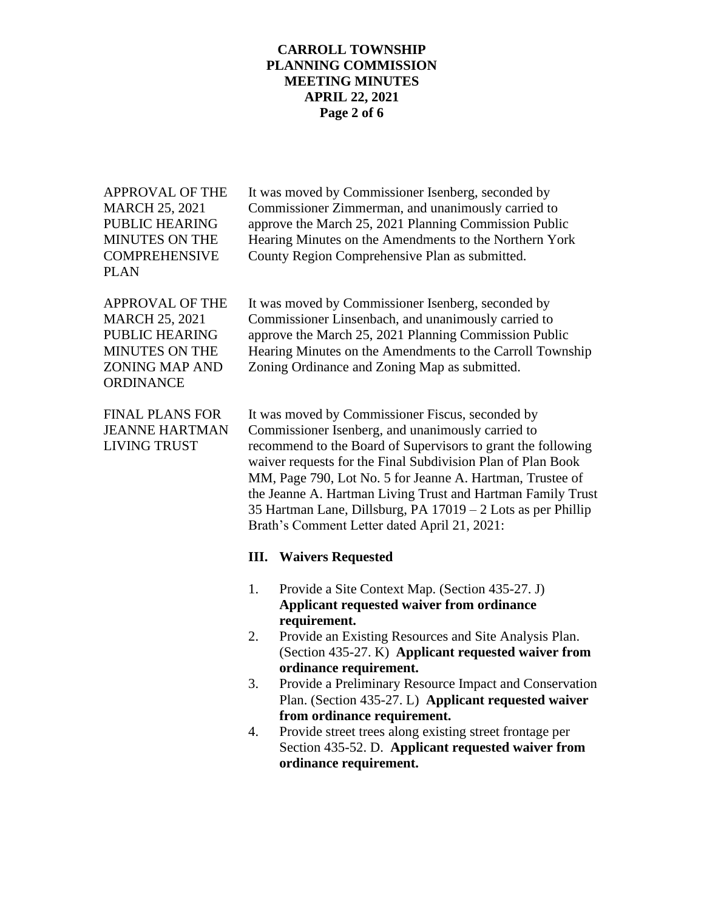**APPROVAL OF THE MARCH 25, 2021 PUBLIC HEARING MINUTES ON THE COMPREHENSIVE PLAN**

It was moved by Commissioner Isenberg, seconded by Commissioner Zimmerman, and unanimously carried to approve the March 25, 2021 Planning Commission Public Hearing Minutes on the Amendments to the Northern York County Region Comprehensive Plan as submitted.

**APPROVAL OF THE MARCH 25, 2021 PUBLIC HEARING MINUTES ON THE ZONING MAP AND ORDINANCE**

It was moved by Commissioner Isenberg, seconded by Commissioner Linsenbach, and unanimously carried to approve the March 25, 2021 Planning Commission Public Hearing Minutes on the Amendments to the Carroll Township Zoning Ordinance and Zoning Map as submitted.

**FINAL PLANS FOR JEANNE HARTMAN LIVING TRUST**

It was moved by Commissioner Fiscus, seconded by Commissioner Isenberg, and unanimously carried to recommend to the Board of Supervisors to grant the following waiver requests for the Final Subdivision Plan of Plan Book MM, Page 790, Lot No. 5 for Jeanne A. Hartman, Trustee of the Jeanne A. Hartman Living Trust and Hartman Family Trust 35 Hartman Lane, Dillsburg, PA 17019 – 2 Lots as per Phillip Brath's Comment Letter dated April 21, 2021:

**III. Waivers Requested**

1. Provide a Site Context Map. (Section 435-27. J) **Applicant requested waiver from ordinance requirement.**
2. Provide an Existing Resources and Site Analysis Plan. (Section 435-27. K) **Applicant requested waiver from ordinance requirement.**
3. Provide a Preliminary Resource Impact and Conservation Plan. (Section 435-27. L) **Applicant requested waiver from ordinance requirement.**
4. Provide street trees along existing street frontage per Section 435-52. D. **Applicant requested waiver from ordinance requirement.**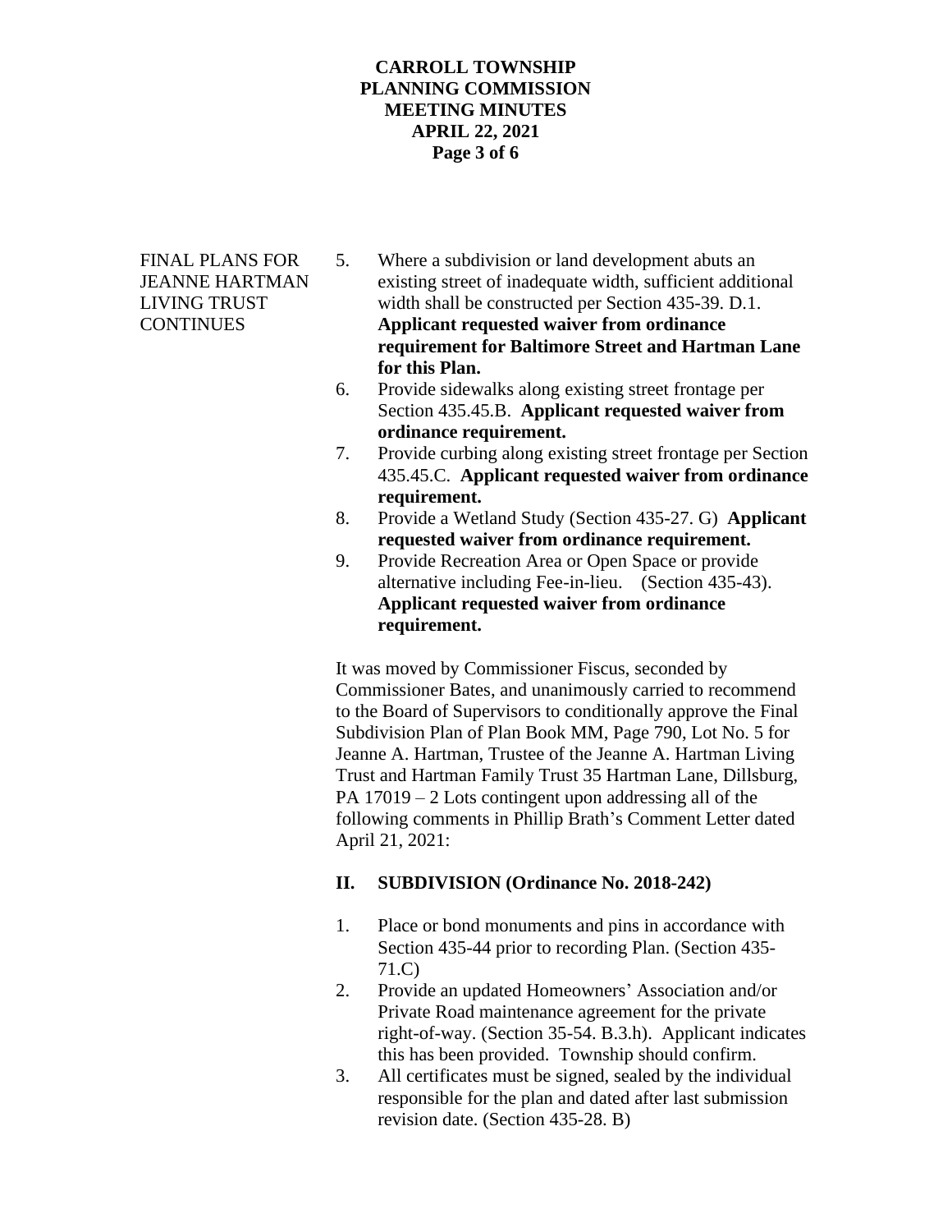FINAL PLANS FOR JEANNE HARTMAN LIVING TRUST CONTINUES

5. Where a subdivision or land development abuts an existing street of inadequate width, sufficient additional width shall be constructed per Section 435-39. D.1. **Applicant requested waiver from ordinance requirement for Baltimore Street and Hartman Lane for this Plan.**
6. Provide sidewalks along existing street frontage per Section 435.45.B. **Applicant requested waiver from ordinance requirement.**
7. Provide curbing along existing street frontage per Section 435.45.C. **Applicant requested waiver from ordinance requirement.**
8. Provide a Wetland Study (Section 435-27. G) **Applicant requested waiver from ordinance requirement.**
9. Provide Recreation Area or Open Space or provide alternative including Fee-in-lieu. (Section 435-43). **Applicant requested waiver from ordinance requirement.**

It was moved by Commissioner Fiscus, seconded by Commissioner Bates, and unanimously carried to recommend to the Board of Supervisors to conditionally approve the Final Subdivision Plan of Plan Book MM, Page 790, Lot No. 5 for Jeanne A. Hartman, Trustee of the Jeanne A. Hartman Living Trust and Hartman Family Trust 35 Hartman Lane, Dillsburg, PA 17019 – 2 Lots contingent upon addressing all of the following comments in Phillip Brath's Comment Letter dated April 21, 2021:

**II. SUBDIVISION (Ordinance No. 2018-242)**

1. Place or bond monuments and pins in accordance with Section 435-44 prior to recording Plan. (Section 435-71.C)
2. Provide an updated Homeowners' Association and/or Private Road maintenance agreement for the private right-of-way. (Section 35-54. B.3.h). Applicant indicates this has been provided. Township should confirm.
3. All certificates must be signed, sealed by the individual responsible for the plan and dated after last submission revision date. (Section 435-28. B)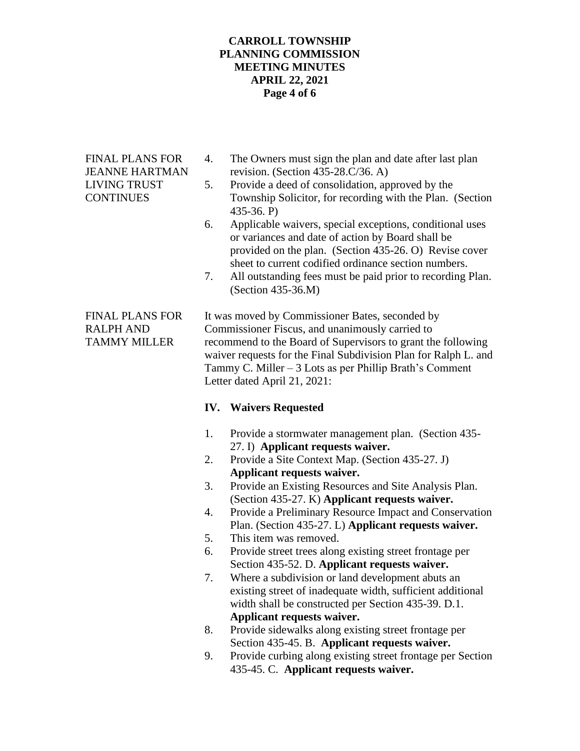**FINAL PLANS FOR JEANNE HARTMAN LIVING TRUST CONTINUES**

4. The Owners must sign the plan and date after last plan revision. (Section 435-28.C/36. A)
5. Provide a deed of consolidation, approved by the Township Solicitor, for recording with the Plan. (Section 435-36. P)
6. Applicable waivers, special exceptions, conditional uses or variances and date of action by Board shall be provided on the plan. (Section 435-26. O) Revise cover sheet to current codified ordinance section numbers.
7. All outstanding fees must be paid prior to recording Plan. (Section 435-36.M)

**FINAL PLANS FOR RALPH AND TAMMY MILLER**

It was moved by Commissioner Bates, seconded by Commissioner Fiscus, and unanimously carried to recommend to the Board of Supervisors to grant the following waiver requests for the Final Subdivision Plan for Ralph L. and Tammy C. Miller – 3 Lots as per Phillip Brath's Comment Letter dated April 21, 2021:

**IV. Waivers Requested**

1. Provide a stormwater management plan. (Section 435-27. I) **Applicant requests waiver.**
2. Provide a Site Context Map. (Section 435-27. J) **Applicant requests waiver.**
3. Provide an Existing Resources and Site Analysis Plan. (Section 435-27. K) **Applicant requests waiver.**
4. Provide a Preliminary Resource Impact and Conservation Plan. (Section 435-27. L) **Applicant requests waiver.**
5. This item was removed.
6. Provide street trees along existing street frontage per Section 435-52. D. **Applicant requests waiver.**
7. Where a subdivision or land development abuts an existing street of inadequate width, sufficient additional width shall be constructed per Section 435-39. D.1. **Applicant requests waiver.**
8. Provide sidewalks along existing street frontage per Section 435-45. B. **Applicant requests waiver.**
9. Provide curbing along existing street frontage per Section 435-45. C. **Applicant requests waiver.**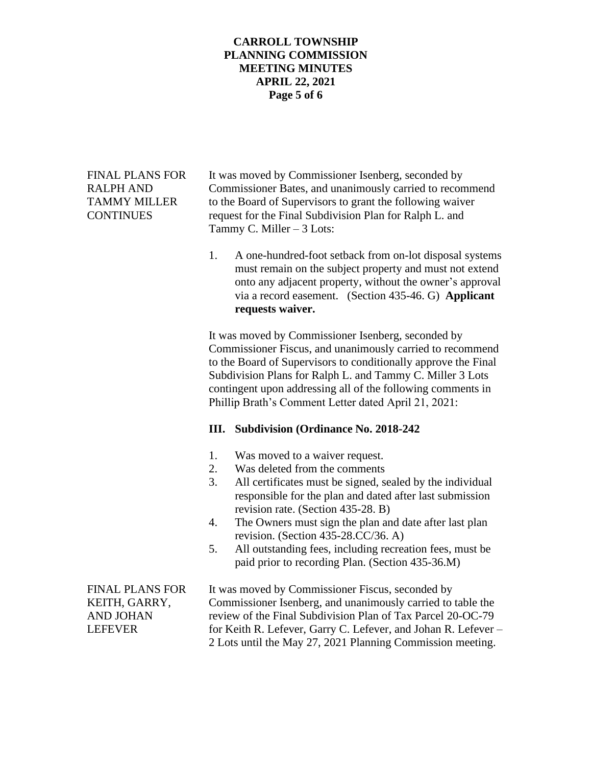**FINAL PLANS FOR RALPH AND TAMMY MILLER CONTINUES**

It was moved by Commissioner Isenberg, seconded by Commissioner Bates, and unanimously carried to recommend to the Board of Supervisors to grant the following waiver request for the Final Subdivision Plan for Ralph L. and Tammy C. Miller – 3 Lots:

1. A one-hundred-foot setback from on-lot disposal systems must remain on the subject property and must not extend onto any adjacent property, without the owner's approval via a record easement. (Section 435-46. G) **Applicant requests waiver.**

It was moved by Commissioner Isenberg, seconded by Commissioner Fiscus, and unanimously carried to recommend to the Board of Supervisors to conditionally approve the Final Subdivision Plans for Ralph L. and Tammy C. Miller 3 Lots contingent upon addressing all of the following comments in Phillip Brath's Comment Letter dated April 21, 2021:

**III. Subdivision (Ordinance No. 2018-242**

1. Was moved to a waiver request.
2. Was deleted from the comments
3. All certificates must be signed, sealed by the individual responsible for the plan and dated after last submission revision rate. (Section 435-28. B)
4. The Owners must sign the plan and date after last plan revision. (Section 435-28.CC/36. A)
5. All outstanding fees, including recreation fees, must be paid prior to recording Plan. (Section 435-36.M)

**FINAL PLANS FOR KEITH, GARRY, AND JOHAN LEFEVER**

It was moved by Commissioner Fiscus, seconded by Commissioner Isenberg, and unanimously carried to table the review of the Final Subdivision Plan of Tax Parcel 20-OC-79 for Keith R. Lefever, Garry C. Lefever, and Johan R. Lefever – 2 Lots until the May 27, 2021 Planning Commission meeting.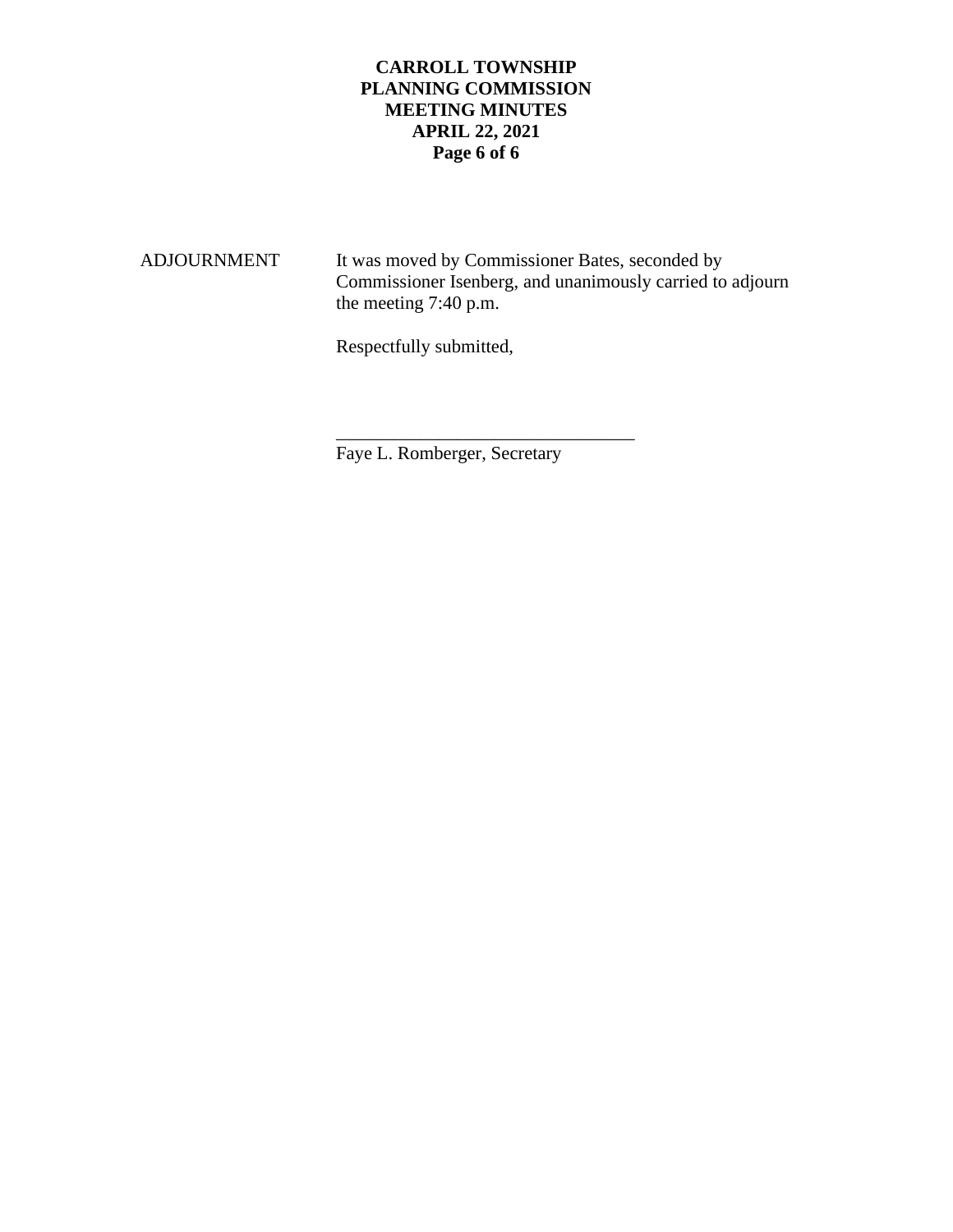ADJOURNMENT

It was moved by Commissioner Bates, seconded by Commissioner Isenberg, and unanimously carried to adjourn the meeting 7:40 p.m.

Respectfully submitted,

________________________________
Faye L. Romberger, Secretary